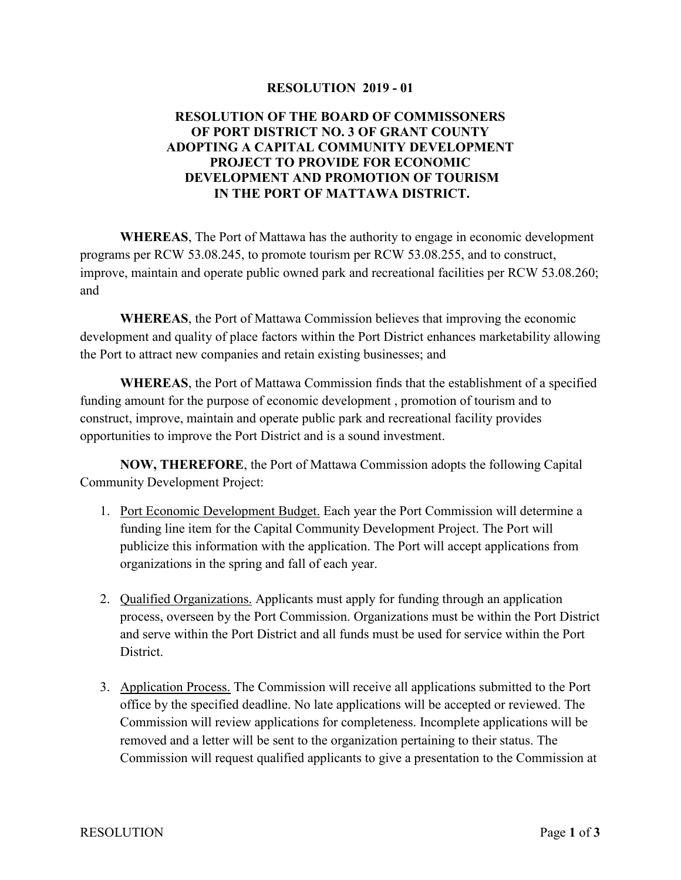**RESOLUTION 2019 - 01**

**RESOLUTION OF THE BOARD OF COMMISSONERS OF PORT DISTRICT NO. 3 OF GRANT COUNTY ADOPTING A CAPITAL COMMUNITY DEVELOPMENT PROJECT TO PROVIDE FOR ECONOMIC DEVELOPMENT AND PROMOTION OF TOURISM IN THE PORT OF MATTAWA DISTRICT.**

**WHEREAS**, The Port of Mattawa has the authority to engage in economic development programs per RCW 53.08.245, to promote tourism per RCW 53.08.255, and to construct, improve, maintain and operate public owned park and recreational facilities per RCW 53.08.260; and

**WHEREAS**, the Port of Mattawa Commission believes that improving the economic development and quality of place factors within the Port District enhances marketability allowing the Port to attract new companies and retain existing businesses; and

**WHEREAS**, the Port of Mattawa Commission finds that the establishment of a specified funding amount for the purpose of economic development , promotion of tourism and to construct, improve, maintain and operate public park and recreational facility provides opportunities to improve the Port District and is a sound investment.

**NOW, THEREFORE**, the Port of Mattawa Commission adopts the following Capital Community Development Project:

1. Port Economic Development Budget. Each year the Port Commission will determine a funding line item for the Capital Community Development Project. The Port will publicize this information with the application. The Port will accept applications from organizations in the spring and fall of each year.

2. Qualified Organizations. Applicants must apply for funding through an application process, overseen by the Port Commission. Organizations must be within the Port District and serve within the Port District and all funds must be used for service within the Port District.

3. Application Process. The Commission will receive all applications submitted to the Port office by the specified deadline. No late applications will be accepted or reviewed. The Commission will review applications for completeness. Incomplete applications will be removed and a letter will be sent to the organization pertaining to their status. The Commission will request qualified applicants to give a presentation to the Commission at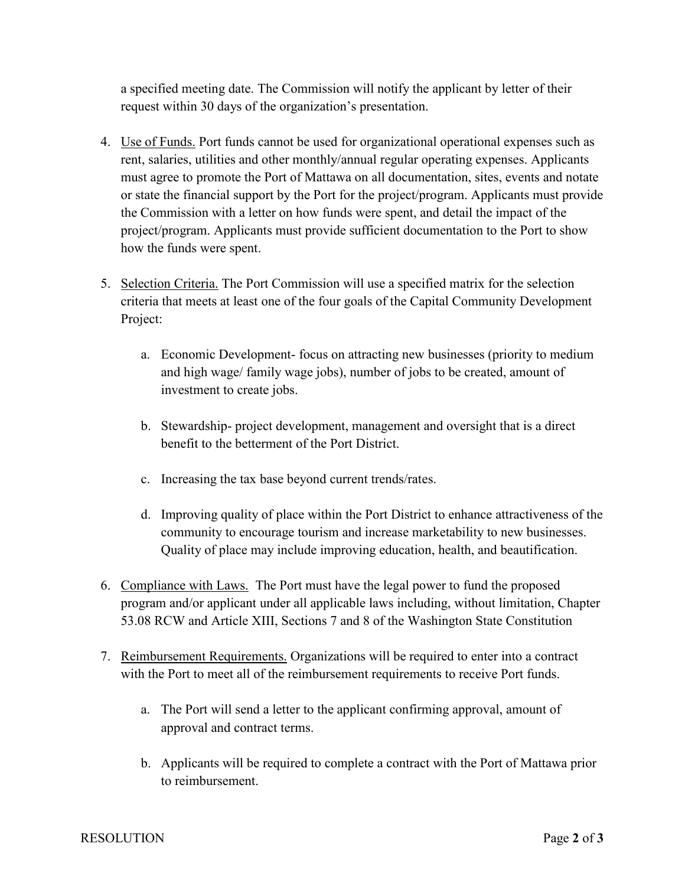a specified meeting date. The Commission will notify the applicant by letter of their request within 30 days of the organization's presentation.

4. Use of Funds. Port funds cannot be used for organizational operational expenses such as rent, salaries, utilities and other monthly/annual regular operating expenses. Applicants must agree to promote the Port of Mattawa on all documentation, sites, events and notate or state the financial support by the Port for the project/program. Applicants must provide the Commission with a letter on how funds were spent, and detail the impact of the project/program. Applicants must provide sufficient documentation to the Port to show how the funds were spent.

5. Selection Criteria. The Port Commission will use a specified matrix for the selection criteria that meets at least one of the four goals of the Capital Community Development Project:

    a. Economic Development- focus on attracting new businesses (priority to medium and high wage/ family wage jobs), number of jobs to be created, amount of investment to create jobs.

    b. Stewardship- project development, management and oversight that is a direct benefit to the betterment of the Port District.

    c. Increasing the tax base beyond current trends/rates.

    d. Improving quality of place within the Port District to enhance attractiveness of the community to encourage tourism and increase marketability to new businesses. Quality of place may include improving education, health, and beautification.

6. Compliance with Laws. The Port must have the legal power to fund the proposed program and/or applicant under all applicable laws including, without limitation, Chapter 53.08 RCW and Article XIII, Sections 7 and 8 of the Washington State Constitution

7. Reimbursement Requirements. Organizations will be required to enter into a contract with the Port to meet all of the reimbursement requirements to receive Port funds.

    a. The Port will send a letter to the applicant confirming approval, amount of approval and contract terms.

    b. Applicants will be required to complete a contract with the Port of Mattawa prior to reimbursement.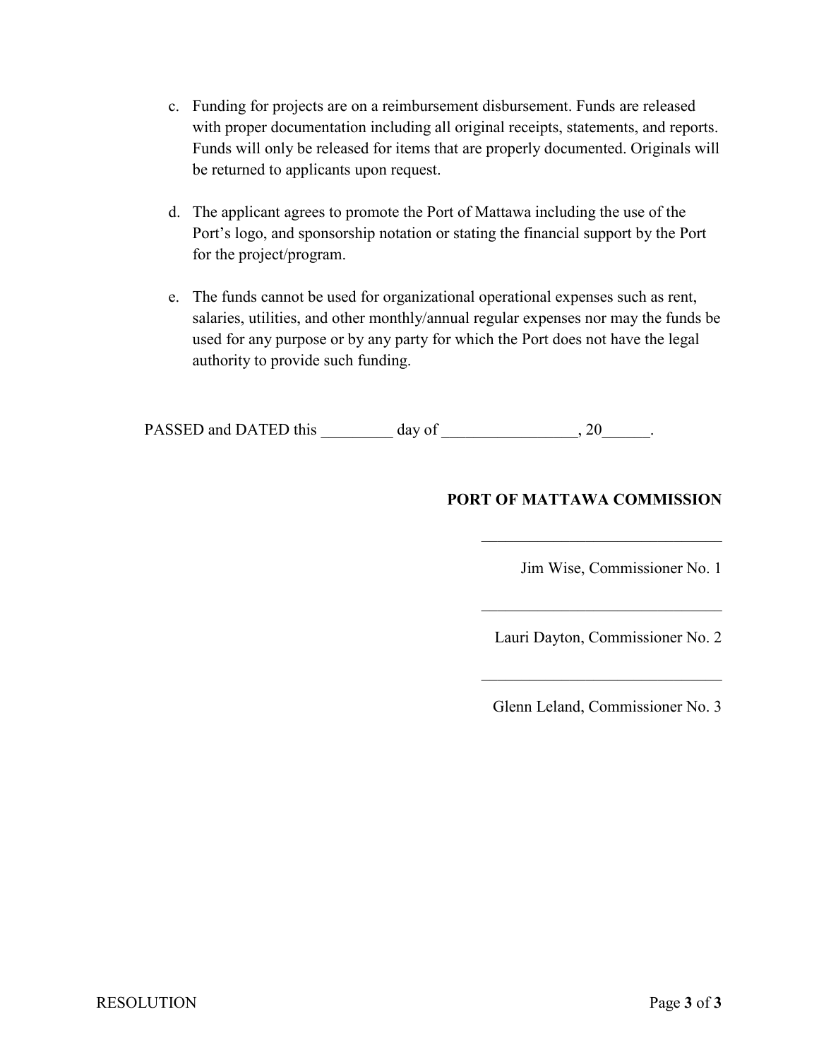c. Funding for projects are on a reimbursement disbursement. Funds are released with proper documentation including all original receipts, statements, and reports. Funds will only be released for items that are properly documented. Originals will be returned to applicants upon request.

d. The applicant agrees to promote the Port of Mattawa including the use of the Port's logo, and sponsorship notation or stating the financial support by the Port for the project/program.

e. The funds cannot be used for organizational operational expenses such as rent, salaries, utilities, and other monthly/annual regular expenses nor may the funds be used for any purpose or by any party for which the Port does not have the legal authority to provide such funding.

PASSED and DATED this _________ day of _________________, 20______.

**PORT OF MATTAWA COMMISSION**

_______________________________

Jim Wise, Commissioner No. 1

_______________________________

Lauri Dayton, Commissioner No. 2

_______________________________

Glenn Leland, Commissioner No. 3